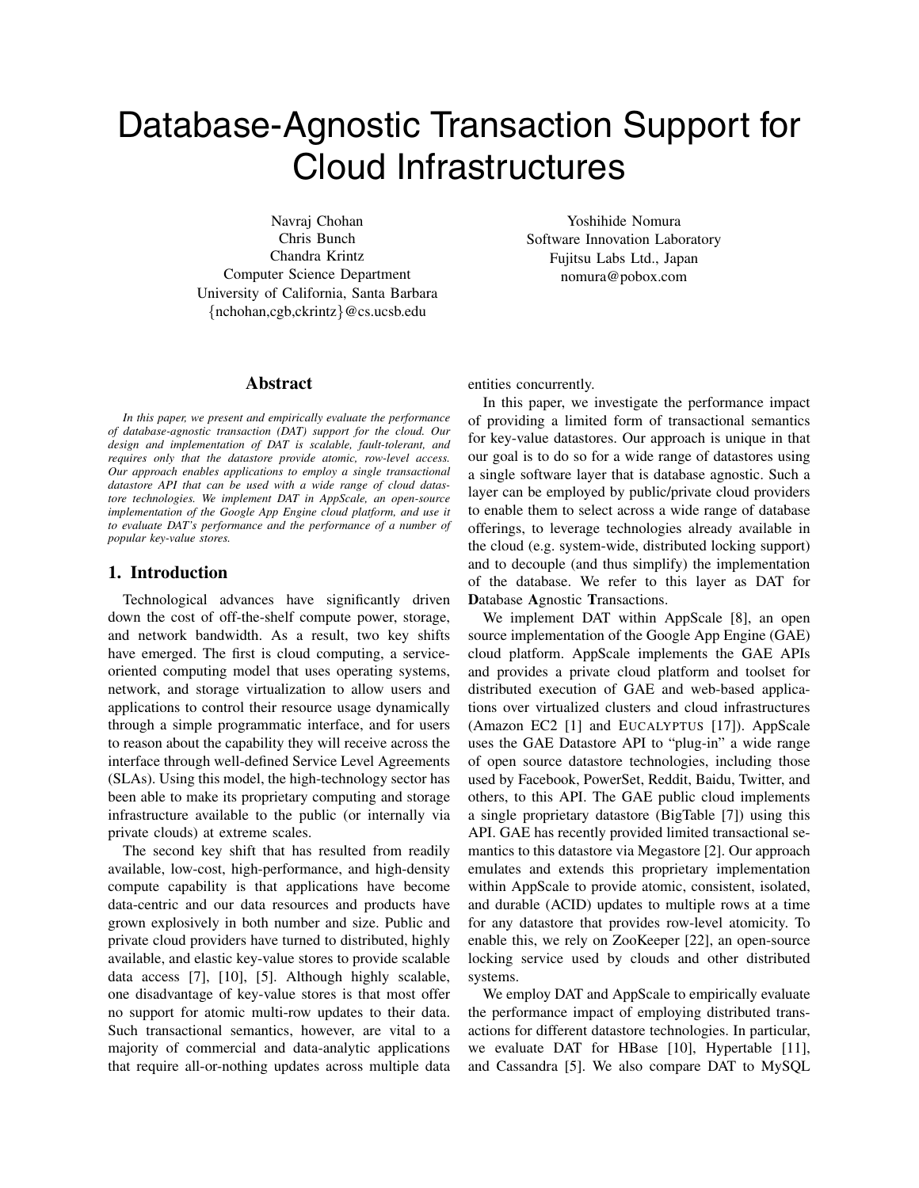# Database-Agnostic Transaction Support for Cloud Infrastructures

Navraj Chohan
Chris Bunch
Chandra Krintz
Computer Science Department
University of California, Santa Barbara
{nchohan,cgb,ckrintz}@cs.ucsb.edu

Yoshihide Nomura
Software Innovation Laboratory
Fujitsu Labs Ltd., Japan
nomura@pobox.com

## Abstract

*In this paper, we present and empirically evaluate the performance of database-agnostic transaction (DAT) support for the cloud. Our design and implementation of DAT is scalable, fault-tolerant, and requires only that the datastore provide atomic, row-level access. Our approach enables applications to employ a single transactional datastore API that can be used with a wide range of cloud datastore technologies. We implement DAT in AppScale, an open-source implementation of the Google App Engine cloud platform, and use it to evaluate DAT's performance and the performance of a number of popular key-value stores.*

## 1. Introduction

Technological advances have significantly driven down the cost of off-the-shelf compute power, storage, and network bandwidth. As a result, two key shifts have emerged. The first is cloud computing, a service-oriented computing model that uses operating systems, network, and storage virtualization to allow users and applications to control their resource usage dynamically through a simple programmatic interface, and for users to reason about the capability they will receive across the interface through well-defined Service Level Agreements (SLAs). Using this model, the high-technology sector has been able to make its proprietary computing and storage infrastructure available to the public (or internally via private clouds) at extreme scales.

The second key shift that has resulted from readily available, low-cost, high-performance, and high-density compute capability is that applications have become data-centric and our data resources and products have grown explosively in both number and size. Public and private cloud providers have turned to distributed, highly available, and elastic key-value stores to provide scalable data access [7], [10], [5]. Although highly scalable, one disadvantage of key-value stores is that most offer no support for atomic multi-row updates to their data. Such transactional semantics, however, are vital to a majority of commercial and data-analytic applications that require all-or-nothing updates across multiple data entities concurrently.

In this paper, we investigate the performance impact of providing a limited form of transactional semantics for key-value datastores. Our approach is unique in that our goal is to do so for a wide range of datastores using a single software layer that is database agnostic. Such a layer can be employed by public/private cloud providers to enable them to select across a wide range of database offerings, to leverage technologies already available in the cloud (e.g. system-wide, distributed locking support) and to decouple (and thus simplify) the implementation of the database. We refer to this layer as DAT for **D**atabase **A**gnostic **T**ransactions.

We implement DAT within AppScale [8], an open source implementation of the Google App Engine (GAE) cloud platform. AppScale implements the GAE APIs and provides a private cloud platform and toolset for distributed execution of GAE and web-based applications over virtualized clusters and cloud infrastructures (Amazon EC2 [1] and EUCALYPTUS [17]). AppScale uses the GAE Datastore API to "plug-in" a wide range of open source datastore technologies, including those used by Facebook, PowerSet, Reddit, Baidu, Twitter, and others, to this API. The GAE public cloud implements a single proprietary datastore (BigTable [7]) using this API. GAE has recently provided limited transactional semantics to this datastore via Megastore [2]. Our approach emulates and extends this proprietary implementation within AppScale to provide atomic, consistent, isolated, and durable (ACID) updates to multiple rows at a time for any datastore that provides row-level atomicity. To enable this, we rely on ZooKeeper [22], an open-source locking service used by clouds and other distributed systems.

We employ DAT and AppScale to empirically evaluate the performance impact of employing distributed transactions for different datastore technologies. In particular, we evaluate DAT for HBase [10], Hypertable [11], and Cassandra [5]. We also compare DAT to MySQL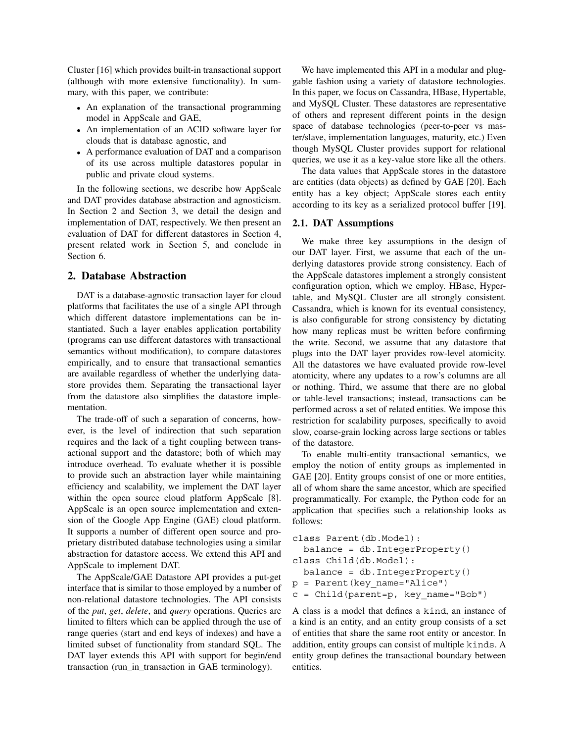Cluster [16] which provides built-in transactional support (although with more extensive functionality). In summary, with this paper, we contribute:

- An explanation of the transactional programming model in AppScale and GAE,
- An implementation of an ACID software layer for clouds that is database agnostic, and
- A performance evaluation of DAT and a comparison of its use across multiple datastores popular in public and private cloud systems.

In the following sections, we describe how AppScale and DAT provides database abstraction and agnosticism. In Section 2 and Section 3, we detail the design and implementation of DAT, respectively. We then present an evaluation of DAT for different datastores in Section 4, present related work in Section 5, and conclude in Section 6.

## 2. Database Abstraction

DAT is a database-agnostic transaction layer for cloud platforms that facilitates the use of a single API through which different datastore implementations can be instantiated. Such a layer enables application portability (programs can use different datastores with transactional semantics without modification), to compare datastores empirically, and to ensure that transactional semantics are available regardless of whether the underlying datastore provides them. Separating the transactional layer from the datastore also simplifies the datastore implementation.

The trade-off of such a separation of concerns, however, is the level of indirection that such separation requires and the lack of a tight coupling between transactional support and the datastore; both of which may introduce overhead. To evaluate whether it is possible to provide such an abstraction layer while maintaining efficiency and scalability, we implement the DAT layer within the open source cloud platform AppScale [8]. AppScale is an open source implementation and extension of the Google App Engine (GAE) cloud platform. It supports a number of different open source and proprietary distributed database technologies using a similar abstraction for datastore access. We extend this API and AppScale to implement DAT.

The AppScale/GAE Datastore API provides a put-get interface that is similar to those employed by a number of non-relational datastore technologies. The API consists of the *put*, *get*, *delete*, and *query* operations. Queries are limited to filters which can be applied through the use of range queries (start and end keys of indexes) and have a limited subset of functionality from standard SQL. The DAT layer extends this API with support for begin/end transaction (run_in_transaction in GAE terminology).

We have implemented this API in a modular and pluggable fashion using a variety of datastore technologies. In this paper, we focus on Cassandra, HBase, Hypertable, and MySQL Cluster. These datastores are representative of others and represent different points in the design space of database technologies (peer-to-peer vs master/slave, implementation languages, maturity, etc.) Even though MySQL Cluster provides support for relational queries, we use it as a key-value store like all the others.

The data values that AppScale stores in the datastore are entities (data objects) as defined by GAE [20]. Each entity has a key object; AppScale stores each entity according to its key as a serialized protocol buffer [19].

### 2.1. DAT Assumptions

We make three key assumptions in the design of our DAT layer. First, we assume that each of the underlying datastores provide strong consistency. Each of the AppScale datastores implement a strongly consistent configuration option, which we employ. HBase, Hypertable, and MySQL Cluster are all strongly consistent. Cassandra, which is known for its eventual consistency, is also configurable for strong consistency by dictating how many replicas must be written before confirming the write. Second, we assume that any datastore that plugs into the DAT layer provides row-level atomicity. All the datastores we have evaluated provide row-level atomicity, where any updates to a row's columns are all or nothing. Third, we assume that there are no global or table-level transactions; instead, transactions can be performed across a set of related entities. We impose this restriction for scalability purposes, specifically to avoid slow, coarse-grain locking across large sections or tables of the datastore.

To enable multi-entity transactional semantics, we employ the notion of entity groups as implemented in GAE [20]. Entity groups consist of one or more entities, all of whom share the same ancestor, which are specified programmatically. For example, the Python code for an application that specifies such a relationship looks as follows:

```
class Parent(db.Model):
  balance = db.IntegerProperty()
class Child(db.Model):
  balance = db.IntegerProperty()
p = Parent(key_name="Alice")
c = Child(parent=p, key_name="Bob")
```

A class is a model that defines a `kind`, an instance of a kind is an entity, and an entity group consists of a set of entities that share the same root entity or ancestor. In addition, entity groups can consist of multiple `kinds`. A entity group defines the transactional boundary between entities.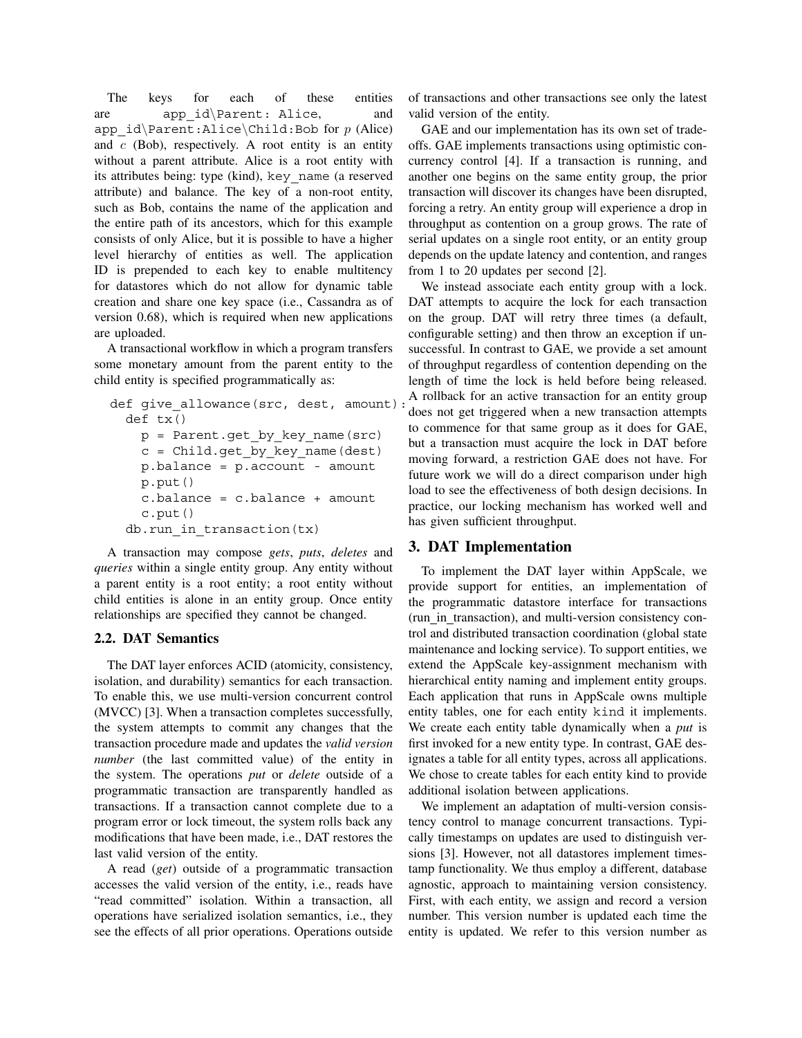The keys for each of these entities are app_id\Parent: Alice, and app_id\Parent:Alice\Child:Bob for $p$ (Alice) and $c$ (Bob), respectively. A root entity is an entity without a parent attribute. Alice is a root entity with its attributes being: type (kind), key_name (a reserved attribute) and balance. The key of a non-root entity, such as Bob, contains the name of the application and the entire path of its ancestors, which for this example consists of only Alice, but it is possible to have a higher level hierarchy of entities as well. The application ID is prepended to each key to enable multitency for datastores which do not allow for dynamic table creation and share one key space (i.e., Cassandra as of version 0.68), which is required when new applications are uploaded.

A transactional workflow in which a program transfers some monetary amount from the parent entity to the child entity is specified programmatically as:

```
def give_allowance(src, dest, amount):
  def tx()
    p = Parent.get_by_key_name(src)
    c = Child.get_by_key_name(dest)
    p.balance = p.account - amount
    p.put()
    c.balance = c.balance + amount
    c.put()
  db.run_in_transaction(tx)
```

A transaction may compose *gets*, *puts*, *deletes* and *queries* within a single entity group. Any entity without a parent entity is a root entity; a root entity without child entities is alone in an entity group. Once entity relationships are specified they cannot be changed.

### 2.2. DAT Semantics

The DAT layer enforces ACID (atomicity, consistency, isolation, and durability) semantics for each transaction. To enable this, we use multi-version concurrent control (MVCC) [3]. When a transaction completes successfully, the system attempts to commit any changes that the transaction procedure made and updates the *valid version number* (the last committed value) of the entity in the system. The operations *put* or *delete* outside of a programmatic transaction are transparently handled as transactions. If a transaction cannot complete due to a program error or lock timeout, the system rolls back any modifications that have been made, i.e., DAT restores the last valid version of the entity.

A read (*get*) outside of a programmatic transaction accesses the valid version of the entity, i.e., reads have "read committed" isolation. Within a transaction, all operations have serialized isolation semantics, i.e., they see the effects of all prior operations. Operations outside of transactions and other transactions see only the latest valid version of the entity.

GAE and our implementation has its own set of tradeoffs. GAE implements transactions using optimistic concurrency control [4]. If a transaction is running, and another one begins on the same entity group, the prior transaction will discover its changes have been disrupted, forcing a retry. An entity group will experience a drop in throughput as contention on a group grows. The rate of serial updates on a single root entity, or an entity group depends on the update latency and contention, and ranges from 1 to 20 updates per second [2].

We instead associate each entity group with a lock. DAT attempts to acquire the lock for each transaction on the group. DAT will retry three times (a default, configurable setting) and then throw an exception if unsuccessful. In contrast to GAE, we provide a set amount of throughput regardless of contention depending on the length of time the lock is held before being released. A rollback for an active transaction for an entity group does not get triggered when a new transaction attempts to commence for that same group as it does for GAE, but a transaction must acquire the lock in DAT before moving forward, a restriction GAE does not have. For future work we will do a direct comparison under high load to see the effectiveness of both design decisions. In practice, our locking mechanism has worked well and has given sufficient throughput.

## 3. DAT Implementation

To implement the DAT layer within AppScale, we provide support for entities, an implementation of the programmatic datastore interface for transactions (run_in_transaction), and multi-version consistency control and distributed transaction coordination (global state maintenance and locking service). To support entities, we extend the AppScale key-assignment mechanism with hierarchical entity naming and implement entity groups. Each application that runs in AppScale owns multiple entity tables, one for each entity kind it implements. We create each entity table dynamically when a *put* is first invoked for a new entity type. In contrast, GAE designates a table for all entity types, across all applications. We chose to create tables for each entity kind to provide additional isolation between applications.

We implement an adaptation of multi-version consistency control to manage concurrent transactions. Typically timestamps on updates are used to distinguish versions [3]. However, not all datastores implement timestamp functionality. We thus employ a different, database agnostic, approach to maintaining version consistency. First, with each entity, we assign and record a version number. This version number is updated each time the entity is updated. We refer to this version number as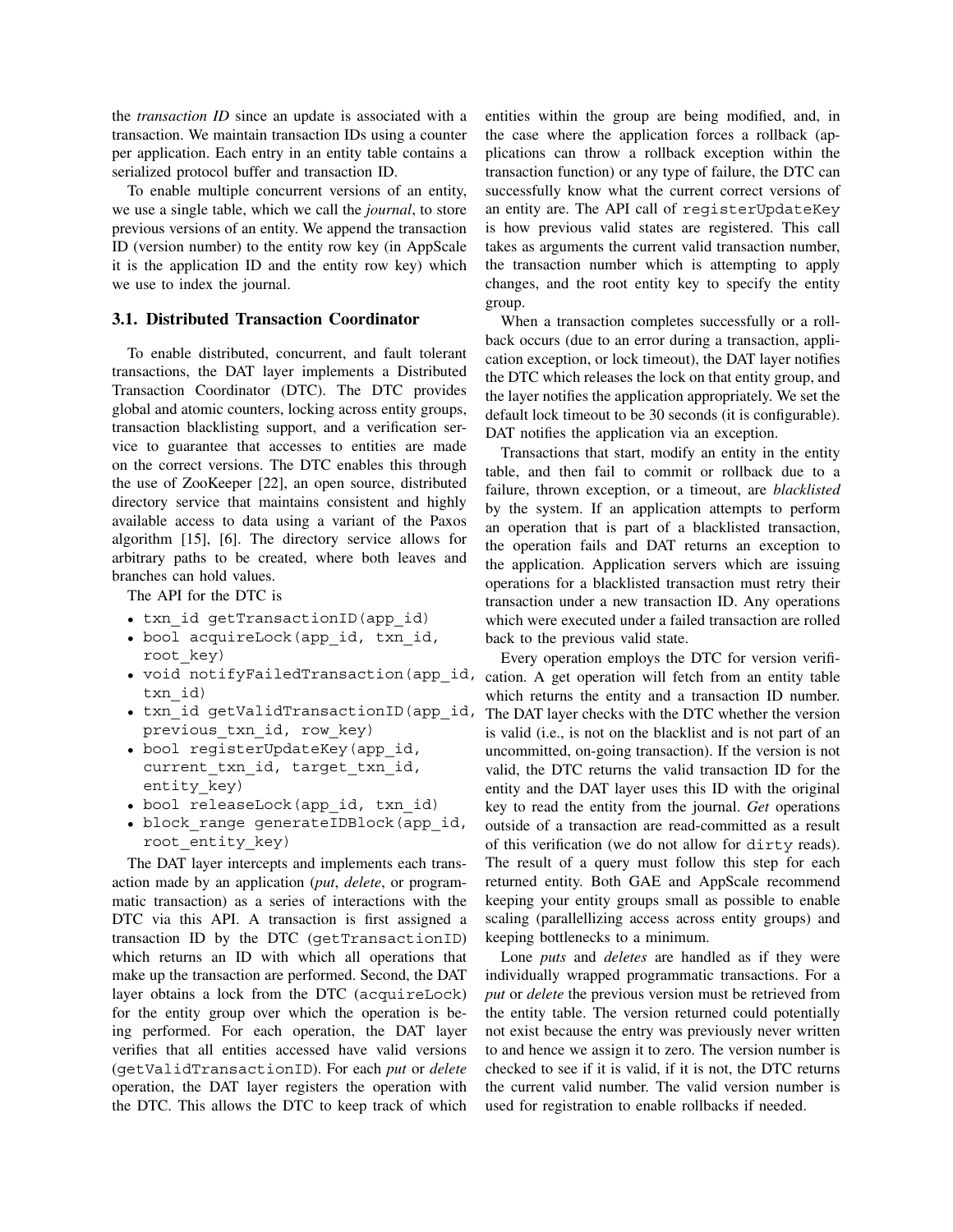the *transaction ID* since an update is associated with a transaction. We maintain transaction IDs using a counter per application. Each entry in an entity table contains a serialized protocol buffer and transaction ID.

To enable multiple concurrent versions of an entity, we use a single table, which we call the *journal*, to store previous versions of an entity. We append the transaction ID (version number) to the entity row key (in AppScale it is the application ID and the entity row key) which we use to index the journal.

### 3.1. Distributed Transaction Coordinator

To enable distributed, concurrent, and fault tolerant transactions, the DAT layer implements a Distributed Transaction Coordinator (DTC). The DTC provides global and atomic counters, locking across entity groups, transaction blacklisting support, and a verification service to guarantee that accesses to entities are made on the correct versions. The DTC enables this through the use of ZooKeeper [22], an open source, distributed directory service that maintains consistent and highly available access to data using a variant of the Paxos algorithm [15], [6]. The directory service allows for arbitrary paths to be created, where both leaves and branches can hold values.

The API for the DTC is

- `txn_id getTransactionID(app_id)`
- `bool acquireLock(app_id, txn_id, root_key)`
- `void notifyFailedTransaction(app_id, txn_id)`
- `txn_id getValidTransactionID(app_id, previous_txn_id, row_key)`
- `bool registerUpdateKey(app_id, current_txn_id, target_txn_id, entity_key)`
- `bool releaseLock(app_id, txn_id)`
- `block_range generateIDBlock(app_id, root_entity_key)`

The DAT layer intercepts and implements each transaction made by an application (*put*, *delete*, or programmatic transaction) as a series of interactions with the DTC via this API. A transaction is first assigned a transaction ID by the DTC (`getTransactionID`) which returns an ID with which all operations that make up the transaction are performed. Second, the DAT layer obtains a lock from the DTC (`acquireLock`) for the entity group over which the operation is being performed. For each operation, the DAT layer verifies that all entities accessed have valid versions (`getValidTransactionID`). For each *put* or *delete* operation, the DAT layer registers the operation with the DTC. This allows the DTC to keep track of which entities within the group are being modified, and, in the case where the application forces a rollback (applications can throw a rollback exception within the transaction function) or any type of failure, the DTC can successfully know what the current correct versions of an entity are. The API call of `registerUpdateKey` is how previous valid states are registered. This call takes as arguments the current valid transaction number, the transaction number which is attempting to apply changes, and the root entity key to specify the entity group.

When a transaction completes successfully or a rollback occurs (due to an error during a transaction, application exception, or lock timeout), the DAT layer notifies the DTC which releases the lock on that entity group, and the layer notifies the application appropriately. We set the default lock timeout to be 30 seconds (it is configurable). DAT notifies the application via an exception.

Transactions that start, modify an entity in the entity table, and then fail to commit or rollback due to a failure, thrown exception, or a timeout, are *blacklisted* by the system. If an application attempts to perform an operation that is part of a blacklisted transaction, the operation fails and DAT returns an exception to the application. Application servers which are issuing operations for a blacklisted transaction must retry their transaction under a new transaction ID. Any operations which were executed under a failed transaction are rolled back to the previous valid state.

Every operation employs the DTC for version verification. A get operation will fetch from an entity table which returns the entity and a transaction ID number. The DAT layer checks with the DTC whether the version is valid (i.e., is not on the blacklist and is not part of an uncommitted, on-going transaction). If the version is not valid, the DTC returns the valid transaction ID for the entity and the DAT layer uses this ID with the original key to read the entity from the journal. *Get* operations outside of a transaction are read-committed as a result of this verification (we do not allow for `dirty` reads). The result of a query must follow this step for each returned entity. Both GAE and AppScale recommend keeping your entity groups small as possible to enable scaling (parallellizing access across entity groups) and keeping bottlenecks to a minimum.

Lone *puts* and *deletes* are handled as if they were individually wrapped programmatic transactions. For a *put* or *delete* the previous version must be retrieved from the entity table. The version returned could potentially not exist because the entry was previously never written to and hence we assign it to zero. The version number is checked to see if it is valid, if it is not, the DTC returns the current valid number. The valid version number is used for registration to enable rollbacks if needed.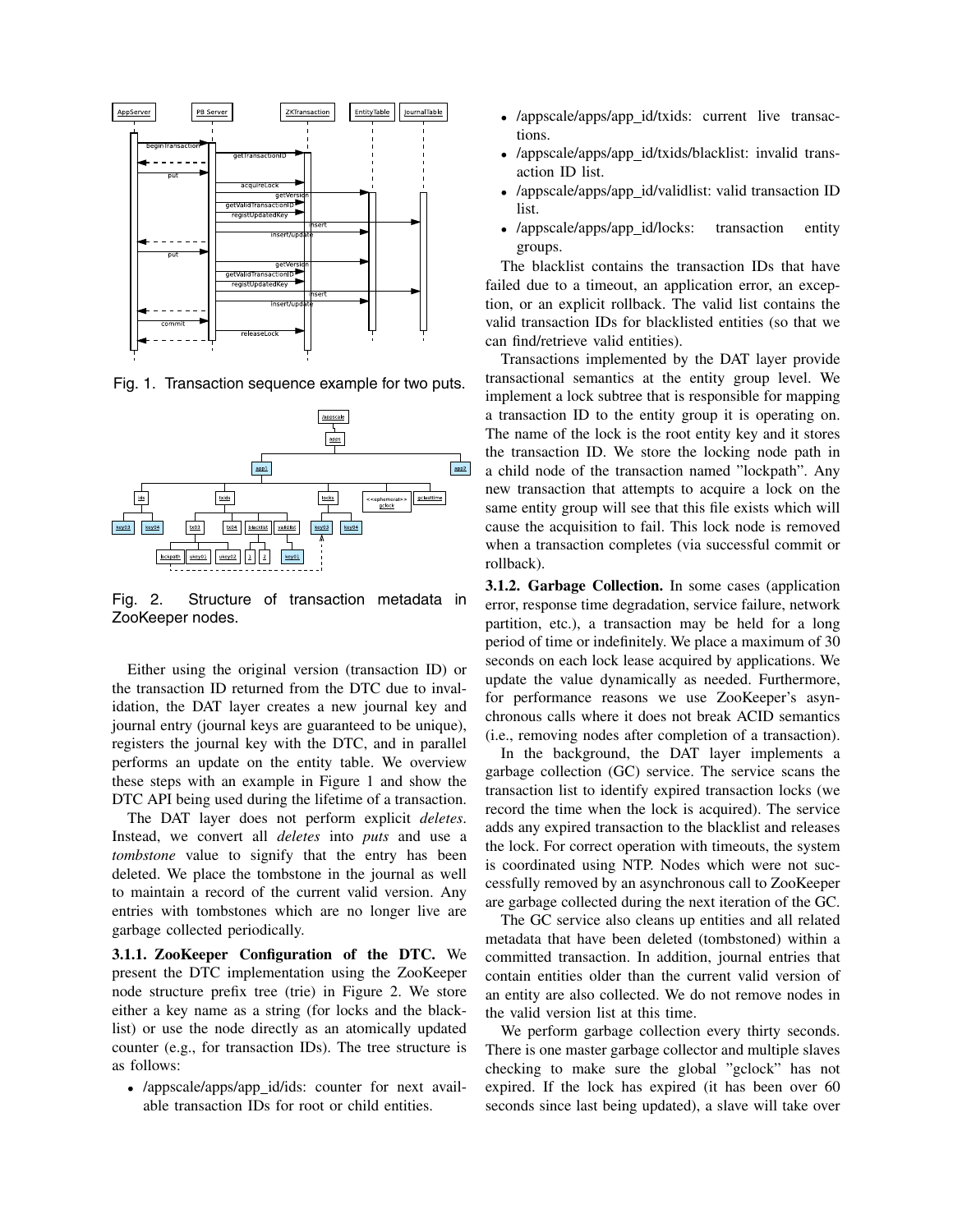Fig. 1. Transaction sequence example for two puts.

Fig. 2. Structure of transaction metadata in ZooKeeper nodes.

Either using the original version (transaction ID) or the transaction ID returned from the DTC due to invalidation, the DAT layer creates a new journal key and journal entry (journal keys are guaranteed to be unique), registers the journal key with the DTC, and in parallel performs an update on the entity table. We overview these steps with an example in Figure 1 and show the DTC API being used during the lifetime of a transaction.

The DAT layer does not perform explicit *deletes*. Instead, we convert all *deletes* into *puts* and use a *tombstone* value to signify that the entry has been deleted. We place the tombstone in the journal as well to maintain a record of the current valid version. Any entries with tombstones which are no longer live are garbage collected periodically.

**3.1.1. ZooKeeper Configuration of the DTC.** We present the DTC implementation using the ZooKeeper node structure prefix tree (trie) in Figure 2. We store either a key name as a string (for locks and the blacklist) or use the node directly as an atomically updated counter (e.g., for transaction IDs). The tree structure is as follows:

- /appscale/apps/app_id/ids: counter for next available transaction IDs for root or child entities.
- /appscale/apps/app_id/txids: current live transactions.
- /appscale/apps/app_id/txids/blacklist: invalid transaction ID list.
- /appscale/apps/app_id/validlist: valid transaction ID list.
- /appscale/apps/app_id/locks: transaction entity groups.

The blacklist contains the transaction IDs that have failed due to a timeout, an application error, an exception, or an explicit rollback. The valid list contains the valid transaction IDs for blacklisted entities (so that we can find/retrieve valid entities).

Transactions implemented by the DAT layer provide transactional semantics at the entity group level. We implement a lock subtree that is responsible for mapping a transaction ID to the entity group it is operating on. The name of the lock is the root entity key and it stores the transaction ID. We store the locking node path in a child node of the transaction named "lockpath". Any new transaction that attempts to acquire a lock on the same entity group will see that this file exists which will cause the acquisition to fail. This lock node is removed when a transaction completes (via successful commit or rollback).

**3.1.2. Garbage Collection.** In some cases (application error, response time degradation, service failure, network partition, etc.), a transaction may be held for a long period of time or indefinitely. We place a maximum of 30 seconds on each lock lease acquired by applications. We update the value dynamically as needed. Furthermore, for performance reasons we use ZooKeeper's asynchronous calls where it does not break ACID semantics (i.e., removing nodes after completion of a transaction).

In the background, the DAT layer implements a garbage collection (GC) service. The service scans the transaction list to identify expired transaction locks (we record the time when the lock is acquired). The service adds any expired transaction to the blacklist and releases the lock. For correct operation with timeouts, the system is coordinated using NTP. Nodes which were not successfully removed by an asynchronous call to ZooKeeper are garbage collected during the next iteration of the GC.

The GC service also cleans up entities and all related metadata that have been deleted (tombstoned) within a committed transaction. In addition, journal entries that contain entities older than the current valid version of an entity are also collected. We do not remove nodes in the valid version list at this time.

We perform garbage collection every thirty seconds. There is one master garbage collector and multiple slaves checking to make sure the global "gclock" has not expired. If the lock has expired (it has been over 60 seconds since last being updated), a slave will take over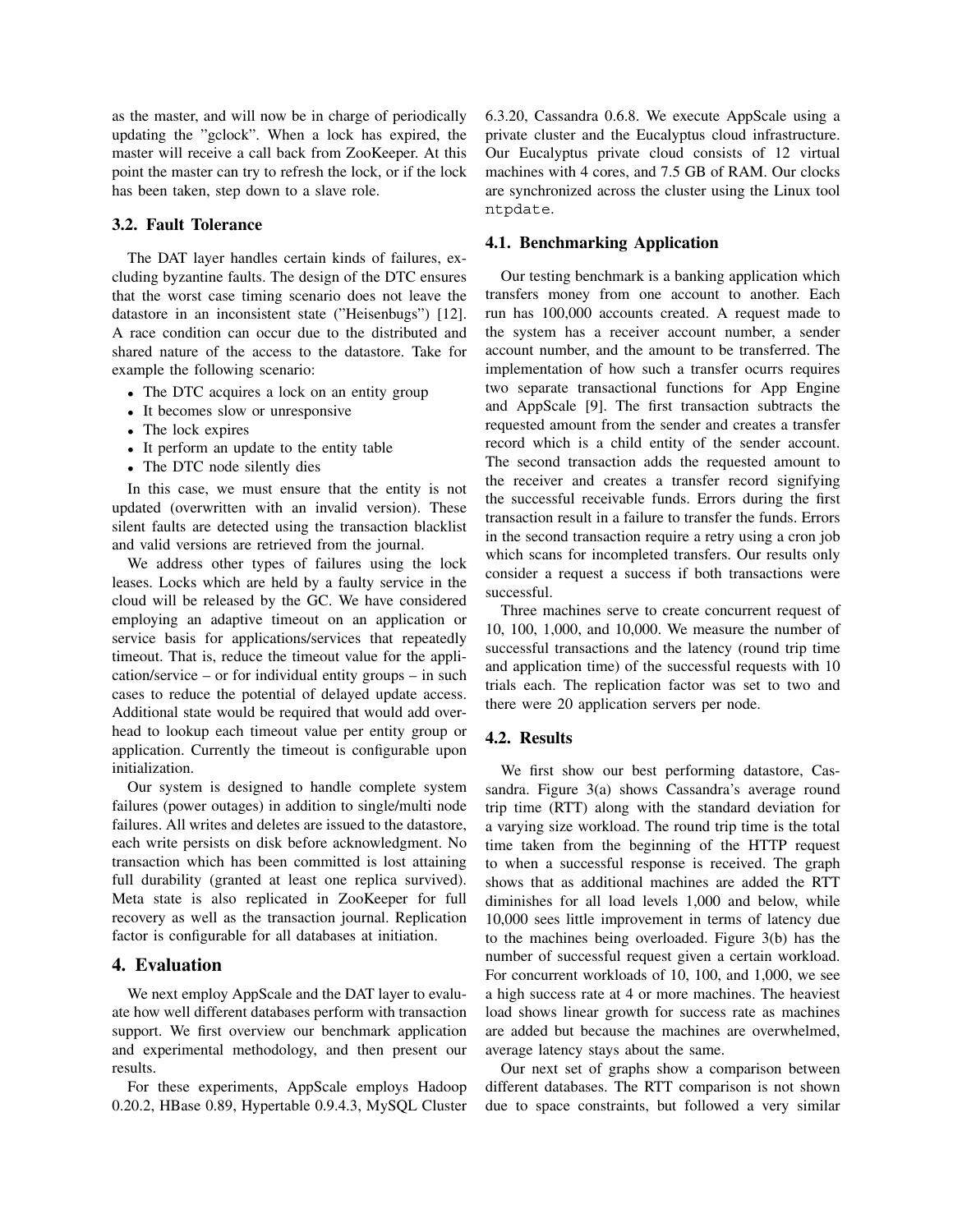as the master, and will now be in charge of periodically updating the "gclock". When a lock has expired, the master will receive a call back from ZooKeeper. At this point the master can try to refresh the lock, or if the lock has been taken, step down to a slave role.

### 3.2. Fault Tolerance

The DAT layer handles certain kinds of failures, excluding byzantine faults. The design of the DTC ensures that the worst case timing scenario does not leave the datastore in an inconsistent state ("Heisenbugs") [12]. A race condition can occur due to the distributed and shared nature of the access to the datastore. Take for example the following scenario:

- The DTC acquires a lock on an entity group
- It becomes slow or unresponsive
- The lock expires
- It perform an update to the entity table
- The DTC node silently dies

In this case, we must ensure that the entity is not updated (overwritten with an invalid version). These silent faults are detected using the transaction blacklist and valid versions are retrieved from the journal.

We address other types of failures using the lock leases. Locks which are held by a faulty service in the cloud will be released by the GC. We have considered employing an adaptive timeout on an application or service basis for applications/services that repeatedly timeout. That is, reduce the timeout value for the application/service – or for individual entity groups – in such cases to reduce the potential of delayed update access. Additional state would be required that would add overhead to lookup each timeout value per entity group or application. Currently the timeout is configurable upon initialization.

Our system is designed to handle complete system failures (power outages) in addition to single/multi node failures. All writes and deletes are issued to the datastore, each write persists on disk before acknowledgment. No transaction which has been committed is lost attaining full durability (granted at least one replica survived). Meta state is also replicated in ZooKeeper for full recovery as well as the transaction journal. Replication factor is configurable for all databases at initiation.

## 4. Evaluation

We next employ AppScale and the DAT layer to evaluate how well different databases perform with transaction support. We first overview our benchmark application and experimental methodology, and then present our results.

For these experiments, AppScale employs Hadoop 0.20.2, HBase 0.89, Hypertable 0.9.4.3, MySQL Cluster 6.3.20, Cassandra 0.6.8. We execute AppScale using a private cluster and the Eucalyptus cloud infrastructure. Our Eucalyptus private cloud consists of 12 virtual machines with 4 cores, and 7.5 GB of RAM. Our clocks are synchronized across the cluster using the Linux tool `ntpdate`.

### 4.1. Benchmarking Application

Our testing benchmark is a banking application which transfers money from one account to another. Each run has 100,000 accounts created. A request made to the system has a receiver account number, a sender account number, and the amount to be transferred. The implementation of how such a transfer ocurrs requires two separate transactional functions for App Engine and AppScale [9]. The first transaction subtracts the requested amount from the sender and creates a transfer record which is a child entity of the sender account. The second transaction adds the requested amount to the receiver and creates a transfer record signifying the successful receivable funds. Errors during the first transaction result in a failure to transfer the funds. Errors in the second transaction require a retry using a cron job which scans for incompleted transfers. Our results only consider a request a success if both transactions were successful.

Three machines serve to create concurrent request of 10, 100, 1,000, and 10,000. We measure the number of successful transactions and the latency (round trip time and application time) of the successful requests with 10 trials each. The replication factor was set to two and there were 20 application servers per node.

### 4.2. Results

We first show our best performing datastore, Cassandra. Figure 3(a) shows Cassandra's average round trip time (RTT) along with the standard deviation for a varying size workload. The round trip time is the total time taken from the beginning of the HTTP request to when a successful response is received. The graph shows that as additional machines are added the RTT diminishes for all load levels 1,000 and below, while 10,000 sees little improvement in terms of latency due to the machines being overloaded. Figure 3(b) has the number of successful request given a certain workload. For concurrent workloads of 10, 100, and 1,000, we see a high success rate at 4 or more machines. The heaviest load shows linear growth for success rate as machines are added but because the machines are overwhelmed, average latency stays about the same.

Our next set of graphs show a comparison between different databases. The RTT comparison is not shown due to space constraints, but followed a very similar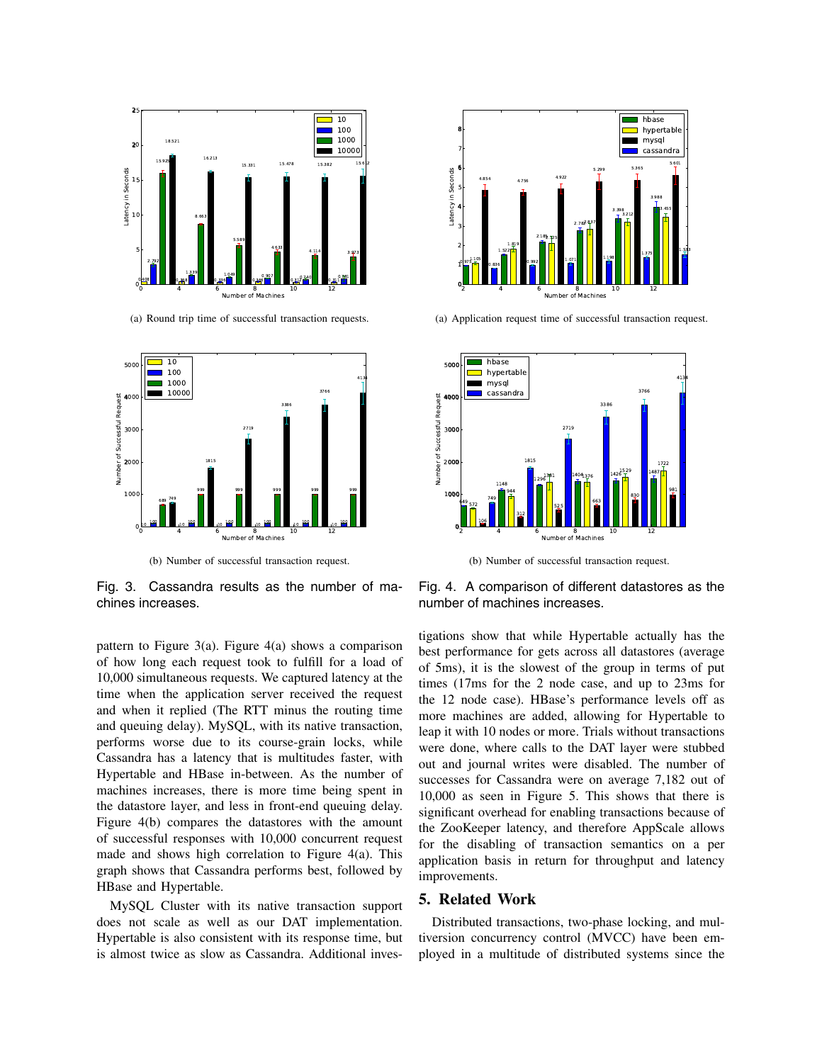(a) Round trip time of successful transaction requests.

(b) Number of successful transaction request.

Fig. 3. Cassandra results as the number of machines increases.

(a) Application request time of successful transaction request.

(b) Number of successful transaction request.

Fig. 4. A comparison of different datastores as the number of machines increases.

pattern to Figure 3(a). Figure 4(a) shows a comparison of how long each request took to fulfill for a load of 10,000 simultaneous requests. We captured latency at the time when the application server received the request and when it replied (The RTT minus the routing time and queuing delay). MySQL, with its native transaction, performs worse due to its course-grain locks, while Cassandra has a latency that is multitudes faster, with Hypertable and HBase in-between. As the number of machines increases, there is more time being spent in the datastore layer, and less in front-end queuing delay. Figure 4(b) compares the datastores with the amount of successful responses with 10,000 concurrent request made and shows high correlation to Figure 4(a). This graph shows that Cassandra performs best, followed by HBase and Hypertable.

MySQL Cluster with its native transaction support does not scale as well as our DAT implementation. Hypertable is also consistent with its response time, but is almost twice as slow as Cassandra. Additional investigations show that while Hypertable actually has the best performance for gets across all datastores (average of 5ms), it is the slowest of the group in terms of put times (17ms for the 2 node case, and up to 23ms for the 12 node case). HBase's performance levels off as more machines are added, allowing for Hypertable to leap it with 10 nodes or more. Trials without transactions were done, where calls to the DAT layer were stubbed out and journal writes were disabled. The number of successes for Cassandra were on average 7,182 out of 10,000 as seen in Figure 5. This shows that there is significant overhead for enabling transactions because of the ZooKeeper latency, and therefore AppScale allows for the disabling of transaction semantics on a per application basis in return for throughput and latency improvements.

## 5. Related Work

Distributed transactions, two-phase locking, and multiversion concurrency control (MVCC) have been employed in a multitude of distributed systems since the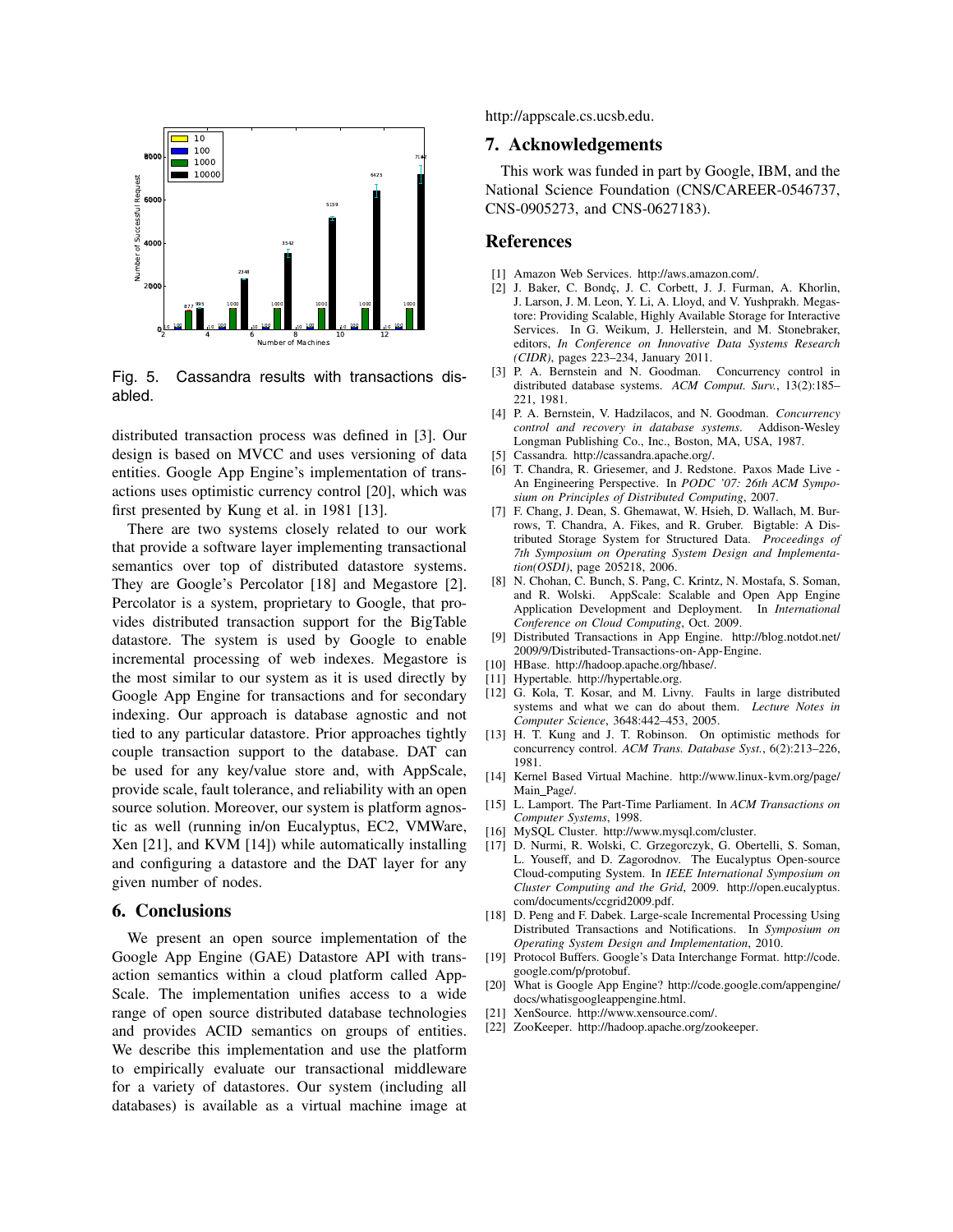10
100
1000
10000

8000
6000
4000
2000
0

Number of Successful Request

2 4 6 8 10 12

Number of Machines

10 100 877 995 10 100 1000 2348 10 100 1000 3542 10 100 1000 5159 10 100 1000 6425 10 100 1000 7182

Fig. 5. Cassandra results with transactions disabled.

distributed transaction process was defined in [3]. Our design is based on MVCC and uses versioning of data entities. Google App Engine's implementation of transactions uses optimistic currency control [20], which was first presented by Kung et al. in 1981 [13].

There are two systems closely related to our work that provide a software layer implementing transactional semantics over top of distributed datastore systems. They are Google's Percolator [18] and Megastore [2]. Percolator is a system, proprietary to Google, that provides distributed transaction support for the BigTable datastore. The system is used by Google to enable incremental processing of web indexes. Megastore is the most similar to our system as it is used directly by Google App Engine for transactions and for secondary indexing. Our approach is database agnostic and not tied to any particular datastore. Prior approaches tightly couple transaction support to the database. DAT can be used for any key/value store and, with AppScale, provide scale, fault tolerance, and reliability with an open source solution. Moreover, our system is platform agnostic as well (running in/on Eucalyptus, EC2, VMWare, Xen [21], and KVM [14]) while automatically installing and configuring a datastore and the DAT layer for any given number of nodes.

## 6. Conclusions

We present an open source implementation of the Google App Engine (GAE) Datastore API with transaction semantics within a cloud platform called AppScale. The implementation unifies access to a wide range of open source distributed database technologies and provides ACID semantics on groups of entities. We describe this implementation and use the platform to empirically evaluate our transactional middleware for a variety of datastores. Our system (including all databases) is available as a virtual machine image at http://appscale.cs.ucsb.edu.

## 7. Acknowledgements

This work was funded in part by Google, IBM, and the National Science Foundation (CNS/CAREER-0546737, CNS-0905273, and CNS-0627183).

## References

[1] Amazon Web Services. http://aws.amazon.com/.

[2] J. Baker, C. Bondç, J. C. Corbett, J. J. Furman, A. Khorlin, J. Larson, J. M. Leon, Y. Li, A. Lloyd, and V. Yushprakh. Megastore: Providing Scalable, Highly Available Storage for Interactive Services. In G. Weikum, J. Hellerstein, and M. Stonebraker, editors, *In Conference on Innovative Data Systems Research (CIDR)*, pages 223–234, January 2011.

[3] P. A. Bernstein and N. Goodman. Concurrency control in distributed database systems. *ACM Comput. Surv.*, 13(2):185–221, 1981.

[4] P. A. Bernstein, V. Hadzilacos, and N. Goodman. *Concurrency control and recovery in database systems*. Addison-Wesley Longman Publishing Co., Inc., Boston, MA, USA, 1987.

[5] Cassandra. http://cassandra.apache.org/.

[6] T. Chandra, R. Griesemer, and J. Redstone. Paxos Made Live - An Engineering Perspective. In *PODC '07: 26th ACM Symposium on Principles of Distributed Computing*, 2007.

[7] F. Chang, J. Dean, S. Ghemawat, W. Hsieh, D. Wallach, M. Burrows, T. Chandra, A. Fikes, and R. Gruber. Bigtable: A Distributed Storage System for Structured Data. *Proceedings of 7th Symposium on Operating System Design and Implementation(OSDI)*, page 205218, 2006.

[8] N. Chohan, C. Bunch, S. Pang, C. Krintz, N. Mostafa, S. Soman, and R. Wolski. AppScale: Scalable and Open App Engine Application Development and Deployment. In *International Conference on Cloud Computing*, Oct. 2009.

[9] Distributed Transactions in App Engine. http://blog.notdot.net/2009/9/Distributed-Transactions-on-App-Engine.

[10] HBase. http://hadoop.apache.org/hbase/.

[11] Hypertable. http://hypertable.org.

[12] G. Kola, T. Kosar, and M. Livny. Faults in large distributed systems and what we can do about them. *Lecture Notes in Computer Science*, 3648:442–453, 2005.

[13] H. T. Kung and J. T. Robinson. On optimistic methods for concurrency control. *ACM Trans. Database Syst.*, 6(2):213–226, 1981.

[14] Kernel Based Virtual Machine. http://www.linux-kvm.org/page/Main_Page/.

[15] L. Lamport. The Part-Time Parliament. In *ACM Transactions on Computer Systems*, 1998.

[16] MySQL Cluster. http://www.mysql.com/cluster.

[17] D. Nurmi, R. Wolski, C. Grzegorczyk, G. Obertelli, S. Soman, L. Youseff, and D. Zagorodnov. The Eucalyptus Open-source Cloud-computing System. In *IEEE International Symposium on Cluster Computing and the Grid*, 2009. http://open.eucalyptus.com/documents/ccgrid2009.pdf.

[18] D. Peng and F. Dabek. Large-scale Incremental Processing Using Distributed Transactions and Notifications. In *Symposium on Operating System Design and Implementation*, 2010.

[19] Protocol Buffers. Google's Data Interchange Format. http://code.google.com/p/protobuf.

[20] What is Google App Engine? http://code.google.com/appengine/docs/whatisgoogleappengine.html.

[21] XenSource. http://www.xensource.com/.

[22] ZooKeeper. http://hadoop.apache.org/zookeeper.